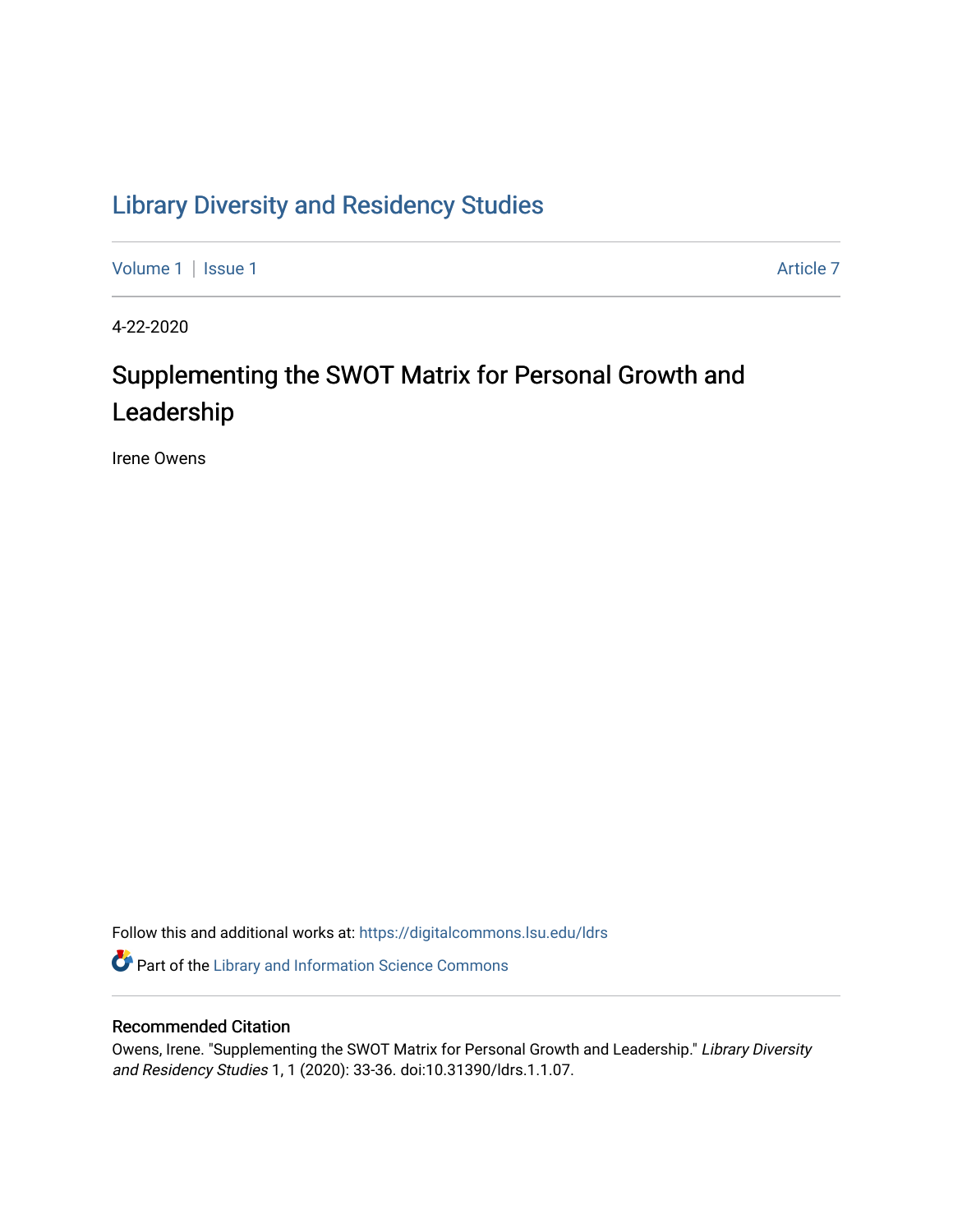# Library Diversity and Residency Studies

Volume 1 | Issue 1 Article 7

4-22-2020

## Supplementing the SWOT Matrix for Personal Growth and Leadership

Irene Owens

Follow this and additional works at: https://digitalcommons.lsu.edu/ldrs

Part of the Library and Information Science Commons

### Recommended Citation

Owens, Irene. "Supplementing the SWOT Matrix for Personal Growth and Leadership." *Library Diversity and Residency Studies* 1, 1 (2020): 33-36. doi:10.31390/ldrs.1.1.07.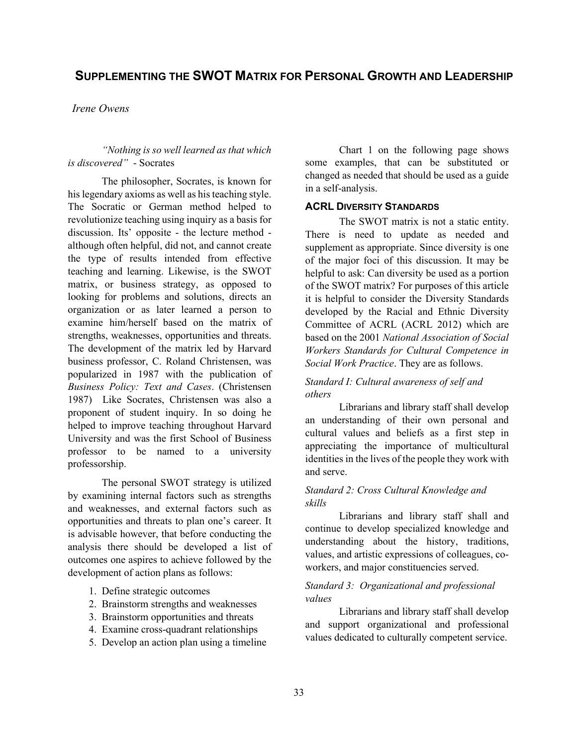# SUPPLEMENTING THE SWOT MATRIX FOR PERSONAL GROWTH AND LEADERSHIP

*Irene Owens*

*"Nothing is so well learned as that which is discovered"* - Socrates

The philosopher, Socrates, is known for his legendary axioms as well as his teaching style. The Socratic or German method helped to revolutionize teaching using inquiry as a basis for discussion. Its' opposite - the lecture method - although often helpful, did not, and cannot create the type of results intended from effective teaching and learning. Likewise, is the SWOT matrix, or business strategy, as opposed to looking for problems and solutions, directs an organization or as later learned a person to examine him/herself based on the matrix of strengths, weaknesses, opportunities and threats. The development of the matrix led by Harvard business professor, C. Roland Christensen, was popularized in 1987 with the publication of *Business Policy: Text and Cases*. (Christensen 1987) Like Socrates, Christensen was also a proponent of student inquiry. In so doing he helped to improve teaching throughout Harvard University and was the first School of Business professor to be named to a university professorship.

The personal SWOT strategy is utilized by examining internal factors such as strengths and weaknesses, and external factors such as opportunities and threats to plan one's career. It is advisable however, that before conducting the analysis there should be developed a list of outcomes one aspires to achieve followed by the development of action plans as follows:

1. Define strategic outcomes
2. Brainstorm strengths and weaknesses
3. Brainstorm opportunities and threats
4. Examine cross-quadrant relationships
5. Develop an action plan using a timeline

Chart 1 on the following page shows some examples, that can be substituted or changed as needed that should be used as a guide in a self-analysis.

## ACRL DIVERSITY STANDARDS

The SWOT matrix is not a static entity. There is need to update as needed and supplement as appropriate. Since diversity is one of the major foci of this discussion. It may be helpful to ask: Can diversity be used as a portion of the SWOT matrix? For purposes of this article it is helpful to consider the Diversity Standards developed by the Racial and Ethnic Diversity Committee of ACRL (ACRL 2012) which are based on the 2001 *National Association of Social Workers Standards for Cultural Competence in Social Work Practice*. They are as follows.

*Standard I: Cultural awareness of self and others*

Librarians and library staff shall develop an understanding of their own personal and cultural values and beliefs as a first step in appreciating the importance of multicultural identities in the lives of the people they work with and serve.

*Standard 2: Cross Cultural Knowledge and skills*

Librarians and library staff shall and continue to develop specialized knowledge and understanding about the history, traditions, values, and artistic expressions of colleagues, co-workers, and major constituencies served.

*Standard 3: Organizational and professional values*

Librarians and library staff shall develop and support organizational and professional values dedicated to culturally competent service.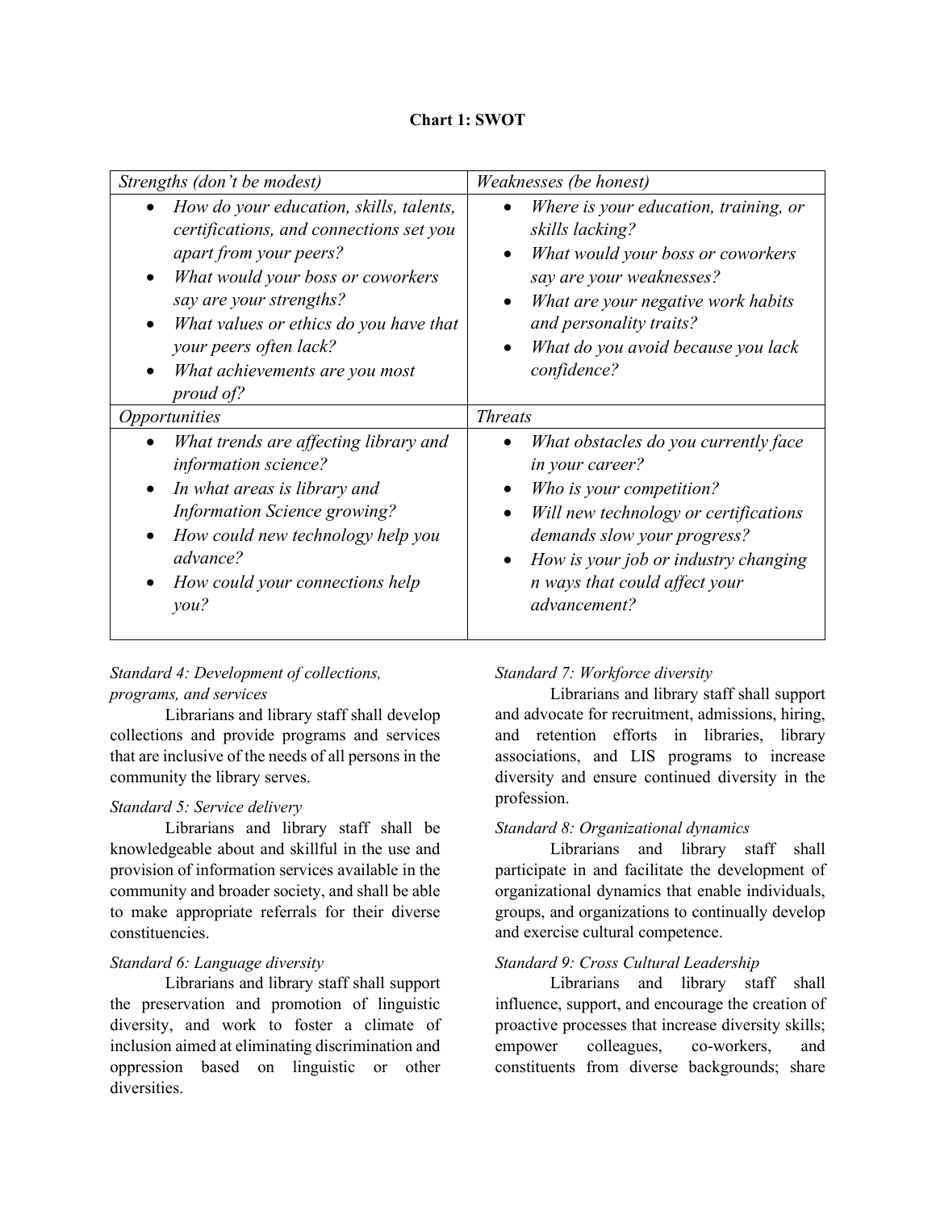**Chart 1: SWOT**

| *Strengths (don't be modest)* | *Weaknesses (be honest)* |
|---|---|
| • *How do your education, skills, talents, certifications, and connections set you apart from your peers?*<br>• *What would your boss or coworkers say are your strengths?*<br>• *What values or ethics do you have that your peers often lack?*<br>• *What achievements are you most proud of?* | • *Where is your education, training, or skills lacking?*<br>• *What would your boss or coworkers say are your weaknesses?*<br>• *What are your negative work habits and personality traits?*<br>• *What do you avoid because you lack confidence?* |
| *Opportunities* | *Threats* |
| • *What trends are affecting library and information science?*<br>• *In what areas is library and Information Science growing?*<br>• *How could new technology help you advance?*<br>• *How could your connections help you?* | • *What obstacles do you currently face in your career?*<br>• *Who is your competition?*<br>• *Will new technology or certifications demands slow your progress?*<br>• *How is your job or industry changing n ways that could affect your advancement?* |

*Standard 4: Development of collections, programs, and services*

Librarians and library staff shall develop collections and provide programs and services that are inclusive of the needs of all persons in the community the library serves.

*Standard 5: Service delivery*

Librarians and library staff shall be knowledgeable about and skillful in the use and provision of information services available in the community and broader society, and shall be able to make appropriate referrals for their diverse constituencies.

*Standard 6: Language diversity*

Librarians and library staff shall support the preservation and promotion of linguistic diversity, and work to foster a climate of inclusion aimed at eliminating discrimination and oppression based on linguistic or other diversities.

*Standard 7: Workforce diversity*

Librarians and library staff shall support and advocate for recruitment, admissions, hiring, and retention efforts in libraries, library associations, and LIS programs to increase diversity and ensure continued diversity in the profession.

*Standard 8: Organizational dynamics*

Librarians and library staff shall participate in and facilitate the development of organizational dynamics that enable individuals, groups, and organizations to continually develop and exercise cultural competence.

*Standard 9: Cross Cultural Leadership*

Librarians and library staff shall influence, support, and encourage the creation of proactive processes that increase diversity skills; empower colleagues, co-workers, and constituents from diverse backgrounds; share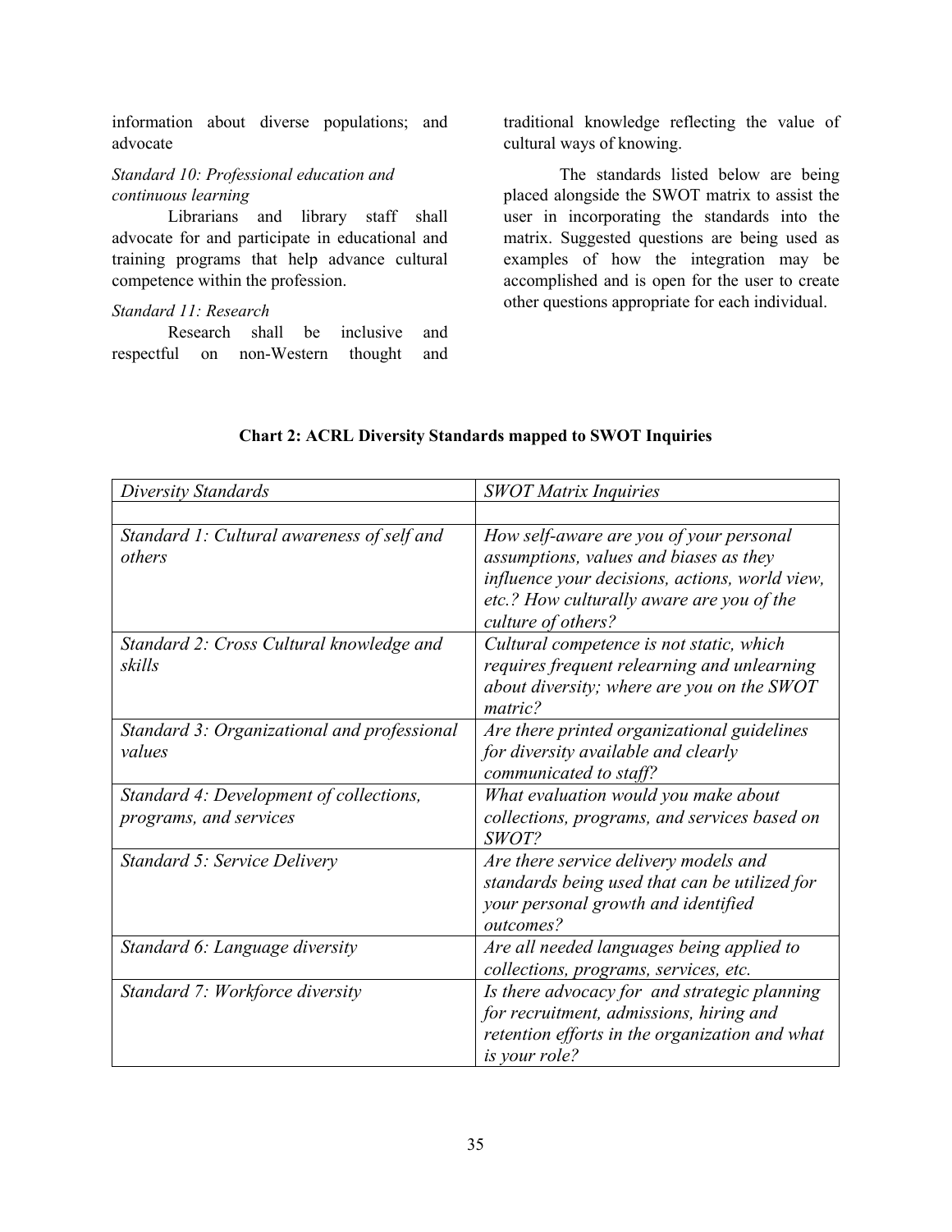information about diverse populations; and advocate

*Standard 10: Professional education and continuous learning*

Librarians and library staff shall advocate for and participate in educational and training programs that help advance cultural competence within the profession.

*Standard 11: Research*

Research shall be inclusive and respectful on non-Western thought and traditional knowledge reflecting the value of cultural ways of knowing.

The standards listed below are being placed alongside the SWOT matrix to assist the user in incorporating the standards into the matrix. Suggested questions are being used as examples of how the integration may be accomplished and is open for the user to create other questions appropriate for each individual.

**Chart 2: ACRL Diversity Standards mapped to SWOT Inquiries**

| *Diversity Standards* | *SWOT Matrix Inquiries* |
|---|---|
| | |
| *Standard 1: Cultural awareness of self and others* | *How self-aware are you of your personal assumptions, values and biases as they influence your decisions, actions, world view, etc.? How culturally aware are you of the culture of others?* |
| *Standard 2: Cross Cultural knowledge and skills* | *Cultural competence is not static, which requires frequent relearning and unlearning about diversity; where are you on the SWOT matric?* |
| *Standard 3: Organizational and professional values* | *Are there printed organizational guidelines for diversity available and clearly communicated to staff?* |
| *Standard 4: Development of collections, programs, and services* | *What evaluation would you make about collections, programs, and services based on SWOT?* |
| *Standard 5: Service Delivery* | *Are there service delivery models and standards being used that can be utilized for your personal growth and identified outcomes?* |
| *Standard 6: Language diversity* | *Are all needed languages being applied to collections, programs, services, etc.* |
| *Standard 7: Workforce diversity* | *Is there advocacy for and strategic planning for recruitment, admissions, hiring and retention efforts in the organization and what is your role?* |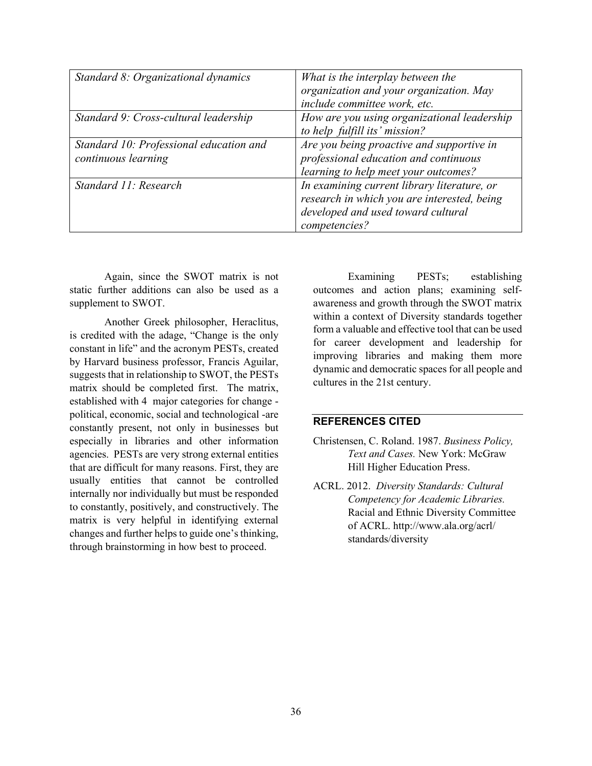| | |
|---|---|
| *Standard 8: Organizational dynamics* | *What is the interplay between the organization and your organization. May include committee work, etc.* |
| *Standard 9: Cross-cultural leadership* | *How are you using organizational leadership to help fulfill its' mission?* |
| *Standard 10: Professional education and continuous learning* | *Are you being proactive and supportive in professional education and continuous learning to help meet your outcomes?* |
| *Standard 11: Research* | *In examining current library literature, or research in which you are interested, being developed and used toward cultural competencies?* |

Again, since the SWOT matrix is not static further additions can also be used as a supplement to SWOT.

Another Greek philosopher, Heraclitus, is credited with the adage, "Change is the only constant in life" and the acronym PESTs, created by Harvard business professor, Francis Aguilar, suggests that in relationship to SWOT, the PESTs matrix should be completed first. The matrix, established with 4 major categories for change - political, economic, social and technological -are constantly present, not only in businesses but especially in libraries and other information agencies. PESTs are very strong external entities that are difficult for many reasons. First, they are usually entities that cannot be controlled internally nor individually but must be responded to constantly, positively, and constructively. The matrix is very helpful in identifying external changes and further helps to guide one's thinking, through brainstorming in how best to proceed.

Examining PESTs; establishing outcomes and action plans; examining self-awareness and growth through the SWOT matrix within a context of Diversity standards together form a valuable and effective tool that can be used for career development and leadership for improving libraries and making them more dynamic and democratic spaces for all people and cultures in the 21st century.

## REFERENCES CITED

Christensen, C. Roland. 1987. *Business Policy, Text and Cases.* New York: McGraw Hill Higher Education Press.

ACRL. 2012. *Diversity Standards: Cultural Competency for Academic Libraries.* Racial and Ethnic Diversity Committee of ACRL. http://www.ala.org/acrl/standards/diversity